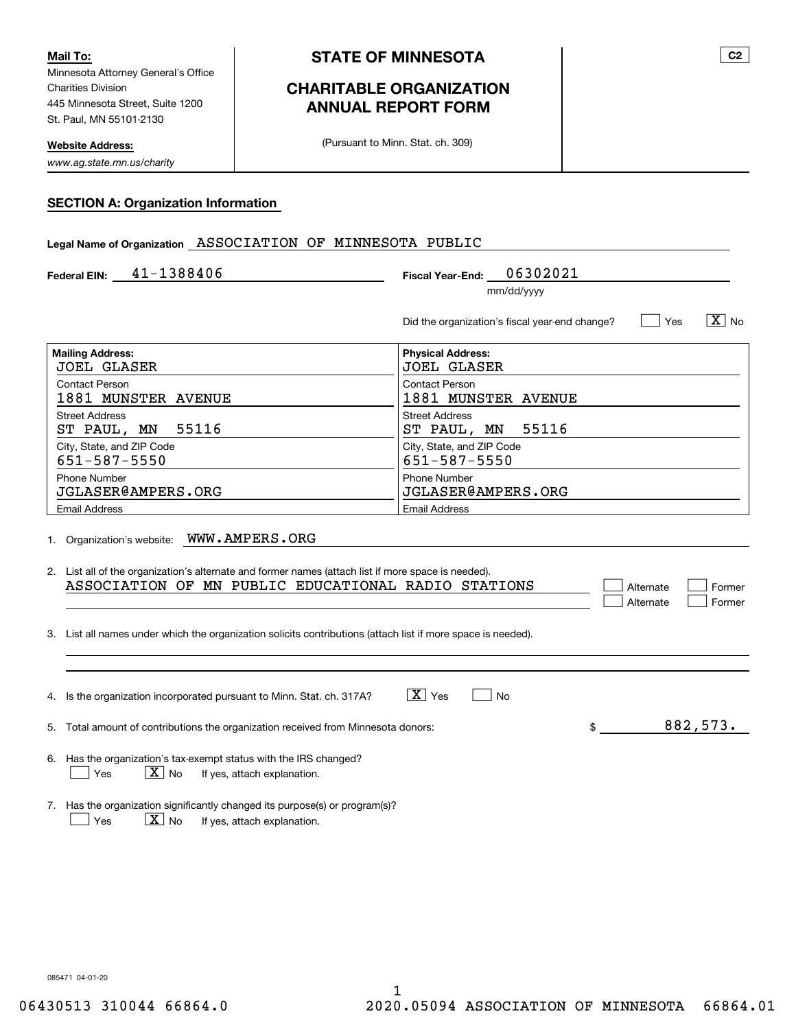**Mail To:**
Minnesota Attorney General's Office
Charities Division
445 Minnesota Street, Suite 1200
St. Paul, MN 55101-2130

**Website Address:**
*www.ag.state.mn.us/charity*

# STATE OF MINNESOTA

## CHARITABLE ORGANIZATION ANNUAL REPORT FORM

(Pursuant to Minn. Stat. ch. 309)

C2

### SECTION A: Organization Information

**Legal Name of Organization** ASSOCIATION OF MINNESOTA PUBLIC

**Federal EIN:** 41-1388406

**Fiscal Year-End:** 06302021 (mm/dd/yyyy)

Did the organization's fiscal year-end change? [ ] Yes [X] No

| Mailing Address: | Physical Address: |
| --- | --- |
| JOEL GLASER | JOEL GLASER |
| Contact Person | Contact Person |
| 1881 MUNSTER AVENUE | 1881 MUNSTER AVENUE |
| Street Address | Street Address |
| ST PAUL, MN 55116 | ST PAUL, MN 55116 |
| City, State, and ZIP Code | City, State, and ZIP Code |
| 651-587-5550 | 651-587-5550 |
| Phone Number | Phone Number |
| JGLASER@AMPERS.ORG | JGLASER@AMPERS.ORG |
| Email Address | Email Address |

1. Organization's website: WWW.AMPERS.ORG

2. List all of the organization's alternate and former names (attach list if more space is needed).
   ASSOCIATION OF MN PUBLIC EDUCATIONAL RADIO STATIONS [ ] Alternate [ ] Former
   [ ] Alternate [ ] Former

3. List all names under which the organization solicits contributions (attach list if more space is needed).

4. Is the organization incorporated pursuant to Minn. Stat. ch. 317A? [X] Yes [ ] No

5. Total amount of contributions the organization received from Minnesota donors: $ 882,573.

6. Has the organization's tax-exempt status with the IRS changed?
   [ ] Yes [X] No If yes, attach explanation.

7. Has the organization significantly changed its purpose(s) or program(s)?
   [ ] Yes [X] No If yes, attach explanation.

085471 04-01-20

06430513 310044 66864.0 2020.05094 ASSOCIATION OF MINNESOTA 66864.01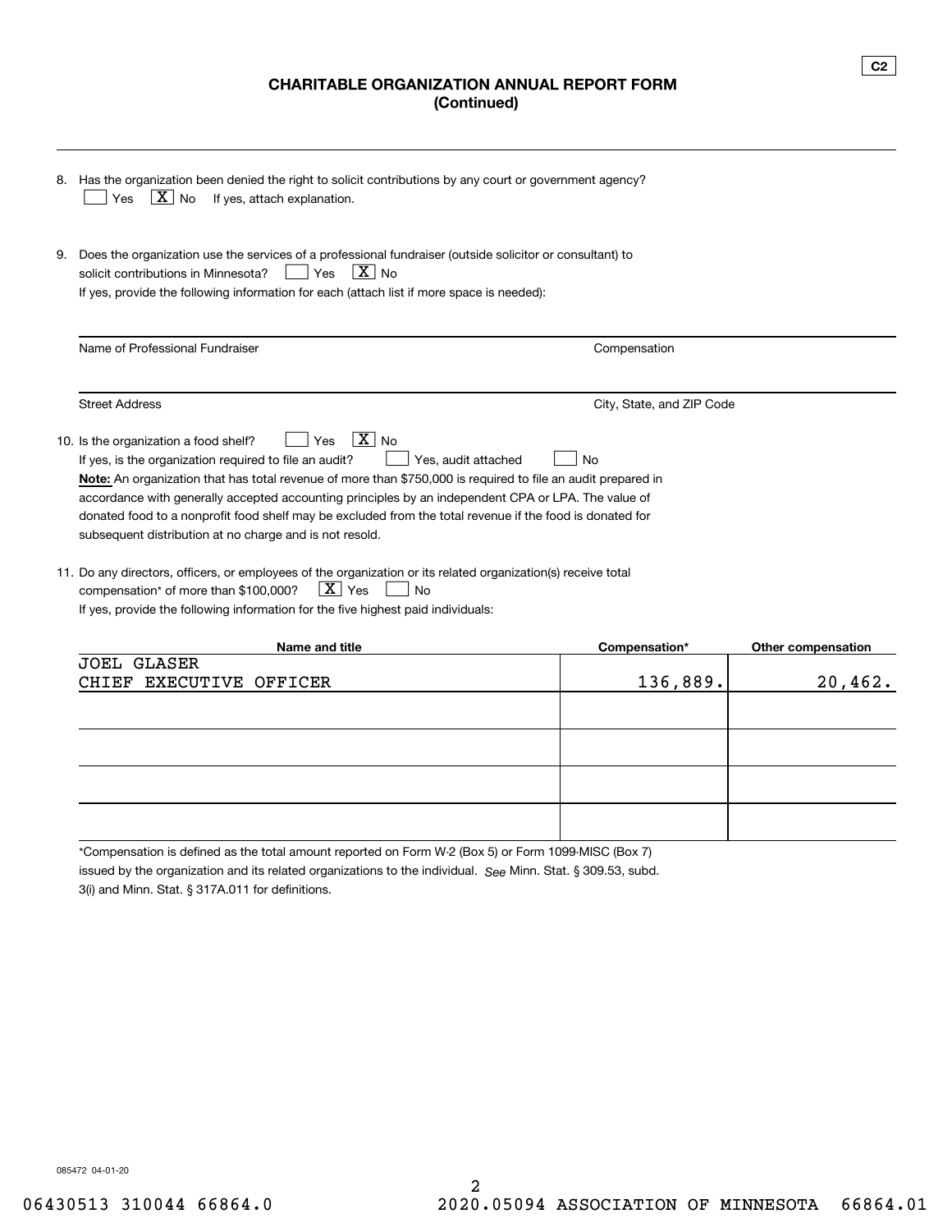C2

## CHARITABLE ORGANIZATION ANNUAL REPORT FORM
**(Continued)**

8. Has the organization been denied the right to solicit contributions by any court or government agency?
   [ ] Yes [X] No If yes, attach explanation.

9. Does the organization use the services of a professional fundraiser (outside solicitor or consultant) to solicit contributions in Minnesota? [ ] Yes [X] No
   If yes, provide the following information for each (attach list if more space is needed):

| Name of Professional Fundraiser | Compensation |
|---|---|
| Street Address | City, State, and ZIP Code |

10. Is the organization a food shelf? [ ] Yes [X] No
    If yes, is the organization required to file an audit? [ ] Yes, audit attached [ ] No
    **Note:** An organization that has total revenue of more than $750,000 is required to file an audit prepared in accordance with generally accepted accounting principles by an independent CPA or LPA. The value of donated food to a nonprofit food shelf may be excluded from the total revenue if the food is donated for subsequent distribution at no charge and is not resold.

11. Do any directors, officers, or employees of the organization or its related organization(s) receive total compensation* of more than $100,000? [X] Yes [ ] No
    If yes, provide the following information for the five highest paid individuals:

| Name and title | Compensation* | Other compensation |
|---|---|---|
| JOEL GLASER<br>CHIEF EXECUTIVE OFFICER | 136,889. | 20,462. |
| | | |
| | | |
| | | |
| | | |

*Compensation is defined as the total amount reported on Form W-2 (Box 5) or Form 1099-MISC (Box 7) issued by the organization and its related organizations to the individual. *See* Minn. Stat. § 309.53, subd. 3(i) and Minn. Stat. § 317A.011 for definitions.

085472 04-01-20

06430513 310044 66864.0 2020.05094 ASSOCIATION OF MINNESOTA 66864.01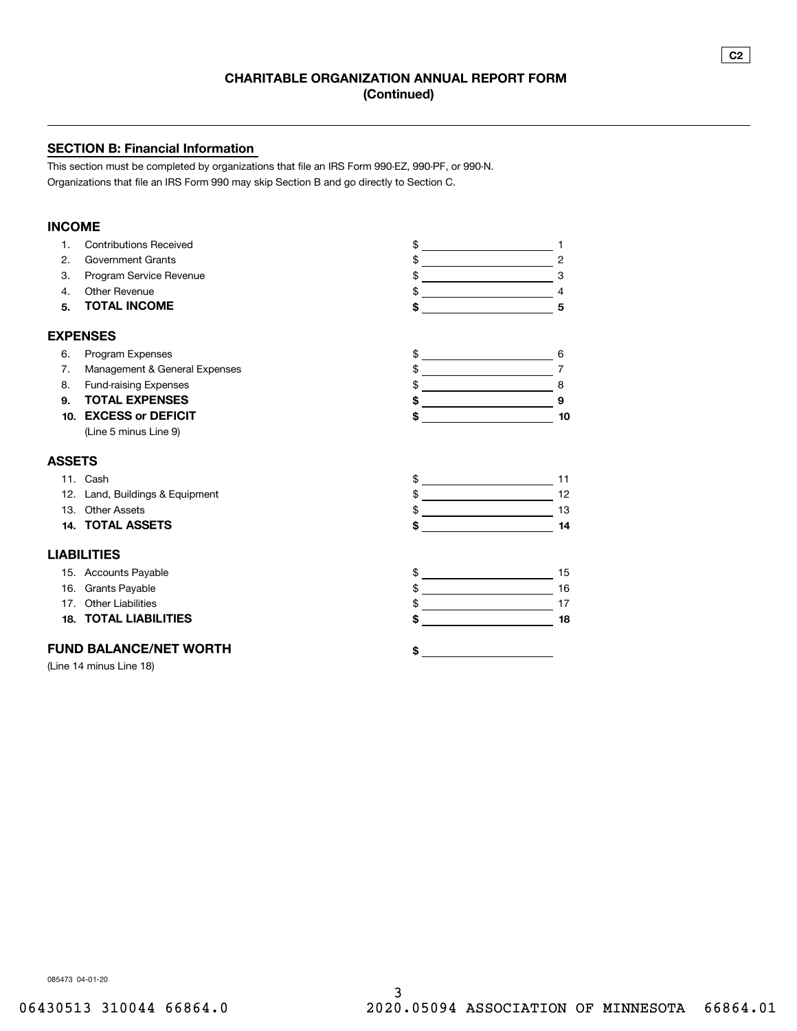C2

# CHARITABLE ORGANIZATION ANNUAL REPORT FORM
## (Continued)

## SECTION B: Financial Information

This section must be completed by organizations that file an IRS Form 990-EZ, 990-PF, or 990-N.
Organizations that file an IRS Form 990 may skip Section B and go directly to Section C.

### INCOME

| | | | |
|---|---|---|---|
| 1. | Contributions Received | $ | 1 |
| 2. | Government Grants | $ | 2 |
| 3. | Program Service Revenue | $ | 3 |
| 4. | Other Revenue | $ | 4 |
| **5.** | **TOTAL INCOME** | **$** | **5** |

### EXPENSES

| | | | |
|---|---|---|---|
| 6. | Program Expenses | $ | 6 |
| 7. | Management & General Expenses | $ | 7 |
| 8. | Fund-raising Expenses | $ | 8 |
| **9.** | **TOTAL EXPENSES** | **$** | **9** |
| **10.** | **EXCESS or DEFICIT** (Line 5 minus Line 9) | **$** | **10** |

### ASSETS

| | | | |
|---|---|---|---|
| 11. | Cash | $ | 11 |
| 12. | Land, Buildings & Equipment | $ | 12 |
| 13. | Other Assets | $ | 13 |
| **14.** | **TOTAL ASSETS** | **$** | **14** |

### LIABILITIES

| | | | |
|---|---|---|---|
| 15. | Accounts Payable | $ | 15 |
| 16. | Grants Payable | $ | 16 |
| 17. | Other Liabilities | $ | 17 |
| **18.** | **TOTAL LIABILITIES** | **$** | **18** |

### FUND BALANCE/NET WORTH

(Line 14 minus Line 18) **$**

085473 04-01-20

06430513 310044 66864.0 2020.05094 ASSOCIATION OF MINNESOTA 66864.01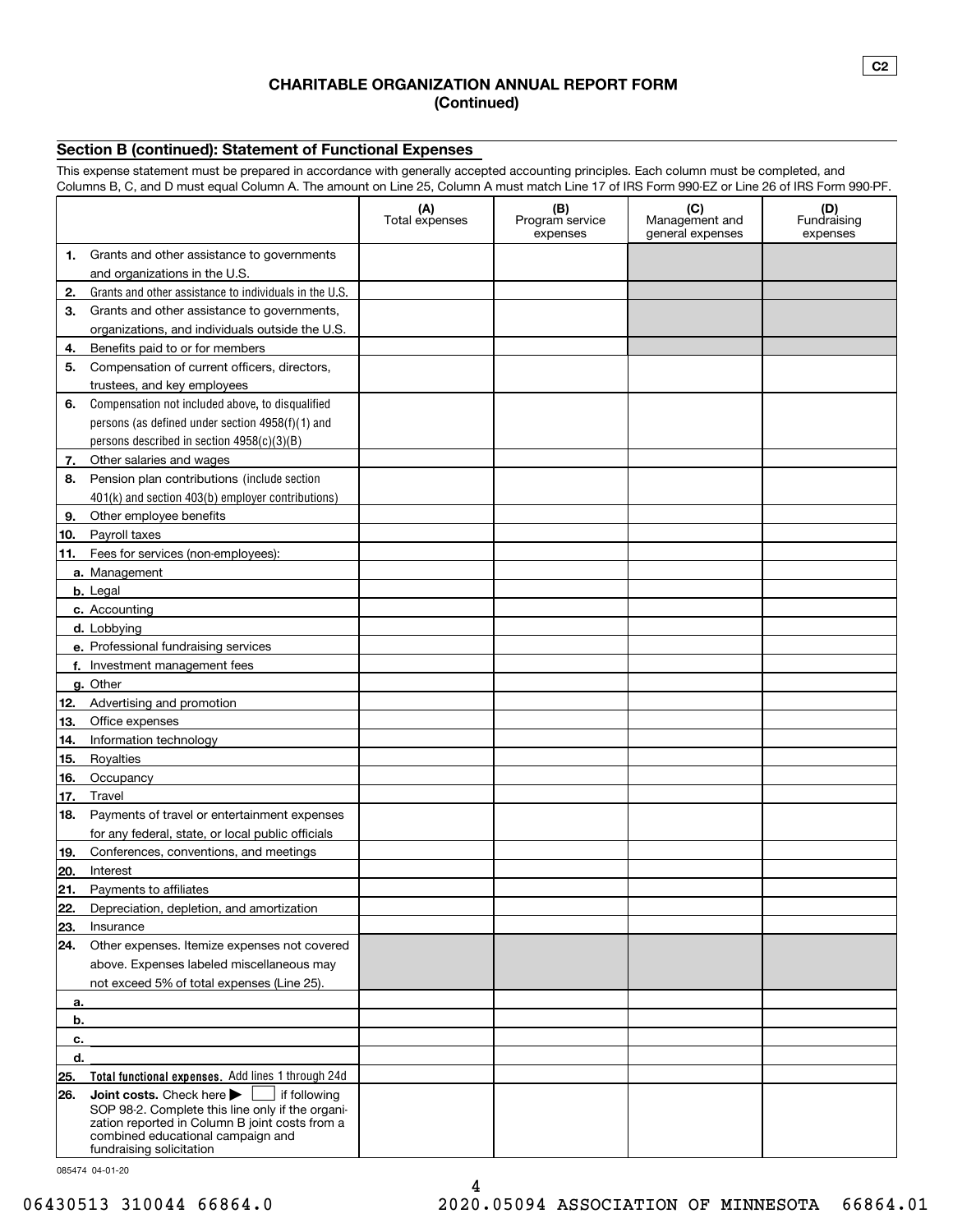C2

## CHARITABLE ORGANIZATION ANNUAL REPORT FORM
**(Continued)**

### Section B (continued): Statement of Functional Expenses

This expense statement must be prepared in accordance with generally accepted accounting principles. Each column must be completed, and Columns B, C, and D must equal Column A. The amount on Line 25, Column A must match Line 17 of IRS Form 990-EZ or Line 26 of IRS Form 990-PF.

| | (A) Total expenses | (B) Program service expenses | (C) Management and general expenses | (D) Fundraising expenses |
|---|---|---|---|---|
| **1.** Grants and other assistance to governments and organizations in the U.S. | | | | |
| **2.** Grants and other assistance to individuals in the U.S. | | | | |
| **3.** Grants and other assistance to governments, organizations, and individuals outside the U.S. | | | | |
| **4.** Benefits paid to or for members | | | | |
| **5.** Compensation of current officers, directors, trustees, and key employees | | | | |
| **6.** Compensation not included above, to disqualified persons (as defined under section 4958(f)(1) and persons described in section 4958(c)(3)(B) | | | | |
| **7.** Other salaries and wages | | | | |
| **8.** Pension plan contributions (include section 401(k) and section 403(b) employer contributions) | | | | |
| **9.** Other employee benefits | | | | |
| **10.** Payroll taxes | | | | |
| **11.** Fees for services (non-employees): | | | | |
| **a.** Management | | | | |
| **b.** Legal | | | | |
| **c.** Accounting | | | | |
| **d.** Lobbying | | | | |
| **e.** Professional fundraising services | | | | |
| **f.** Investment management fees | | | | |
| **g.** Other | | | | |
| **12.** Advertising and promotion | | | | |
| **13.** Office expenses | | | | |
| **14.** Information technology | | | | |
| **15.** Royalties | | | | |
| **16.** Occupancy | | | | |
| **17.** Travel | | | | |
| **18.** Payments of travel or entertainment expenses for any federal, state, or local public officials | | | | |
| **19.** Conferences, conventions, and meetings | | | | |
| **20.** Interest | | | | |
| **21.** Payments to affiliates | | | | |
| **22.** Depreciation, depletion, and amortization | | | | |
| **23.** Insurance | | | | |
| **24.** Other expenses. Itemize expenses not covered above. Expenses labeled miscellaneous may not exceed 5% of total expenses (Line 25). | | | | |
| **a.** | | | | |
| **b.** | | | | |
| **c.** | | | | |
| **d.** | | | | |
| **25.** **Total functional expenses.** Add lines 1 through 24d | | | | |
| **26.** **Joint costs.** Check here ▶ ☐ if following SOP 98-2. Complete this line only if the organization reported in Column B joint costs from a combined educational campaign and fundraising solicitation | | | | |

085474 04-01-20

06430513 310044 66864.0 2020.05094 ASSOCIATION OF MINNESOTA 66864.01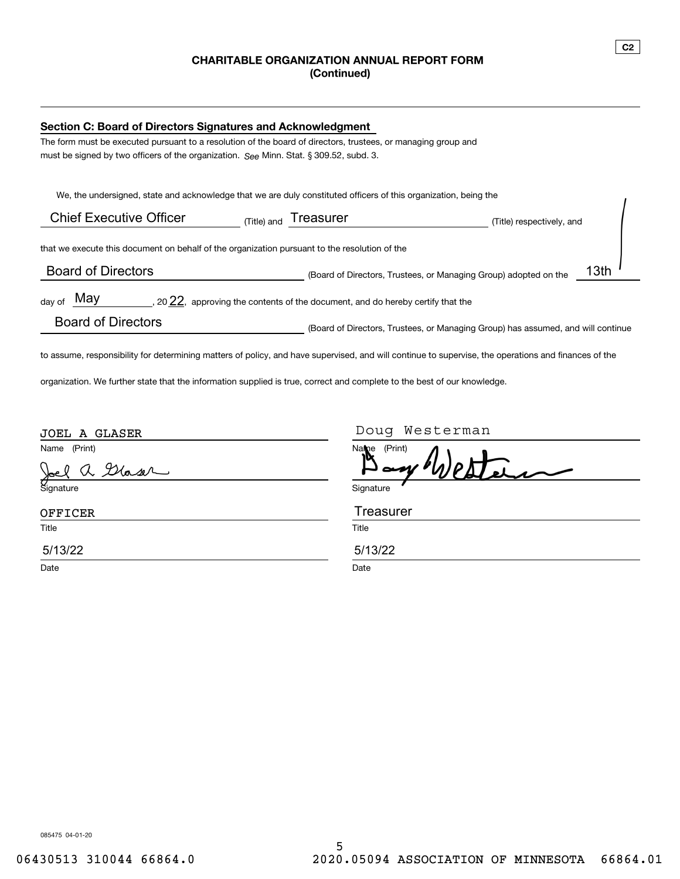# CHARITABLE ORGANIZATION ANNUAL REPORT FORM
**(Continued)**

C2

## Section C: Board of Directors Signatures and Acknowledgment

The form must be executed pursuant to a resolution of the board of directors, trustees, or managing group and must be signed by two officers of the organization. *See* Minn. Stat. § 309.52, subd. 3.

We, the undersigned, state and acknowledge that we are duly constituted officers of this organization, being the Chief Executive Officer (Title) and Treasurer (Title) respectively, and

that we execute this document on behalf of the organization pursuant to the resolution of the

Board of Directors (Board of Directors, Trustees, or Managing Group) adopted on the 13th

day of May, 20 22, approving the contents of the document, and do hereby certify that the

Board of Directors (Board of Directors, Trustees, or Managing Group) has assumed, and will continue

to assume, responsibility for determining matters of policy, and have supervised, and will continue to supervise, the operations and finances of the organization. We further state that the information supplied is true, correct and complete to the best of our knowledge.

| | |
|---|---|
| JOEL A GLASER | Doug Westerman |
| Name (Print) | Name (Print) |
| Joel A Glaser | Doug Westerman |
| Signature | Signature |
| OFFICER | Treasurer |
| Title | Title |
| 5/13/22 | 5/13/22 |
| Date | Date |

085475 04-01-20

06430513 310044 66864.0 2020.05094 ASSOCIATION OF MINNESOTA 66864.01